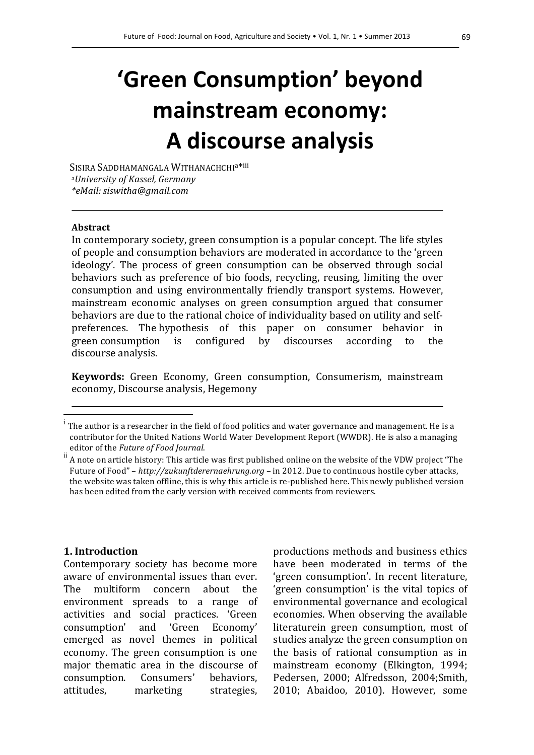# 'Green Consumption' beyond mainstream economy: A discourse analysis

Sisira Saddhamangala Withanachchi[a*iii]

[a]*University of Kassel, Germany*

*\*eMail: siswitha@gmail.com*

---

**Abstract**

In contemporary society, green consumption is a popular concept. The life styles of people and consumption behaviors are moderated in accordance to the 'green ideology'. The process of green consumption can be observed through social behaviors such as preference of bio foods, recycling, reusing, limiting the over consumption and using environmentally friendly transport systems. However, mainstream economic analyses on green consumption argued that consumer behaviors are due to the rational choice of individuality based on utility and self-preferences. The hypothesis of this paper on consumer behavior in green consumption is configured by discourses according to the discourse analysis.

**Keywords:** Green Economy, Green consumption, Consumerism, mainstream economy, Discourse analysis, Hegemony

---

[i] The author is a researcher in the field of food politics and water governance and management. He is a contributor for the United Nations World Water Development Report (WWDR). He is also a managing editor of the *Future of Food Journal*.

[ii] A note on article history: This article was first published online on the website of the VDW project "The Future of Food" – *http://zukunftderernaehrung.org* – in 2012. Due to continuous hostile cyber attacks, the website was taken offline, this is why this article is re-published here. This newly published version has been edited from the early version with received comments from reviewers.

## 1. Introduction

Contemporary society has become more aware of environmental issues than ever. The multiform concern about the environment spreads to a range of activities and social practices. 'Green consumption' and 'Green Economy' emerged as novel themes in political economy. The green consumption is one major thematic area in the discourse of consumption. Consumers' behaviors, attitudes, marketing strategies, productions methods and business ethics have been moderated in terms of the 'green consumption'. In recent literature, 'green consumption' is the vital topics of environmental governance and ecological economies. When observing the available literaturein green consumption, most of studies analyze the green consumption on the basis of rational consumption as in mainstream economy (Elkington, 1994; Pedersen, 2000; Alfredsson, 2004;Smith, 2010; Abaidoo, 2010). However, some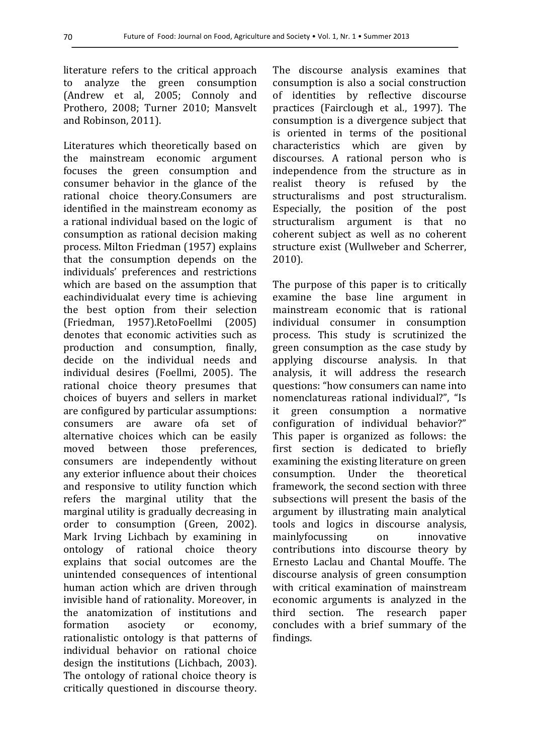literature refers to the critical approach to analyze the green consumption (Andrew et al, 2005; Connoly and Prothero, 2008; Turner 2010; Mansvelt and Robinson, 2011).

Literatures which theoretically based on the mainstream economic argument focuses the green consumption and consumer behavior in the glance of the rational choice theory.Consumers are identified in the mainstream economy as a rational individual based on the logic of consumption as rational decision making process. Milton Friedman (1957) explains that the consumption depends on the individuals' preferences and restrictions which are based on the assumption that eachindividualat every time is achieving the best option from their selection (Friedman, 1957).RetoFoellmi (2005) denotes that economic activities such as production and consumption, finally, decide on the individual needs and individual desires (Foellmi, 2005). The rational choice theory presumes that choices of buyers and sellers in market are configured by particular assumptions: consumers are aware ofa set of alternative choices which can be easily moved between those preferences, consumers are independently without any exterior influence about their choices and responsive to utility function which refers the marginal utility that the marginal utility is gradually decreasing in order to consumption (Green, 2002). Mark Irving Lichbach by examining in ontology of rational choice theory explains that social outcomes are the unintended consequences of intentional human action which are driven through invisible hand of rationality. Moreover, in the anatomization of institutions and formation asociety or economy, rationalistic ontology is that patterns of individual behavior on rational choice design the institutions (Lichbach, 2003). The ontology of rational choice theory is critically questioned in discourse theory. The discourse analysis examines that consumption is also a social construction of identities by reflective discourse practices (Fairclough et al., 1997). The consumption is a divergence subject that is oriented in terms of the positional characteristics which are given by discourses. A rational person who is independence from the structure as in realist theory is refused by the structuralisms and post structuralism. Especially, the position of the post structuralism argument is that no coherent subject as well as no coherent structure exist (Wullweber and Scherrer, 2010).

The purpose of this paper is to critically examine the base line argument in mainstream economic that is rational individual consumer in consumption process. This study is scrutinized the green consumption as the case study by applying discourse analysis. In that analysis, it will address the research questions: "how consumers can name into nomenclatureas rational individual?", "Is it green consumption a normative configuration of individual behavior?" This paper is organized as follows: the first section is dedicated to briefly examining the existing literature on green consumption. Under the theoretical framework, the second section with three subsections will present the basis of the argument by illustrating main analytical tools and logics in discourse analysis, mainlyfocussing on innovative contributions into discourse theory by Ernesto Laclau and Chantal Mouffe. The discourse analysis of green consumption with critical examination of mainstream economic arguments is analyzed in the third section. The research paper concludes with a brief summary of the findings.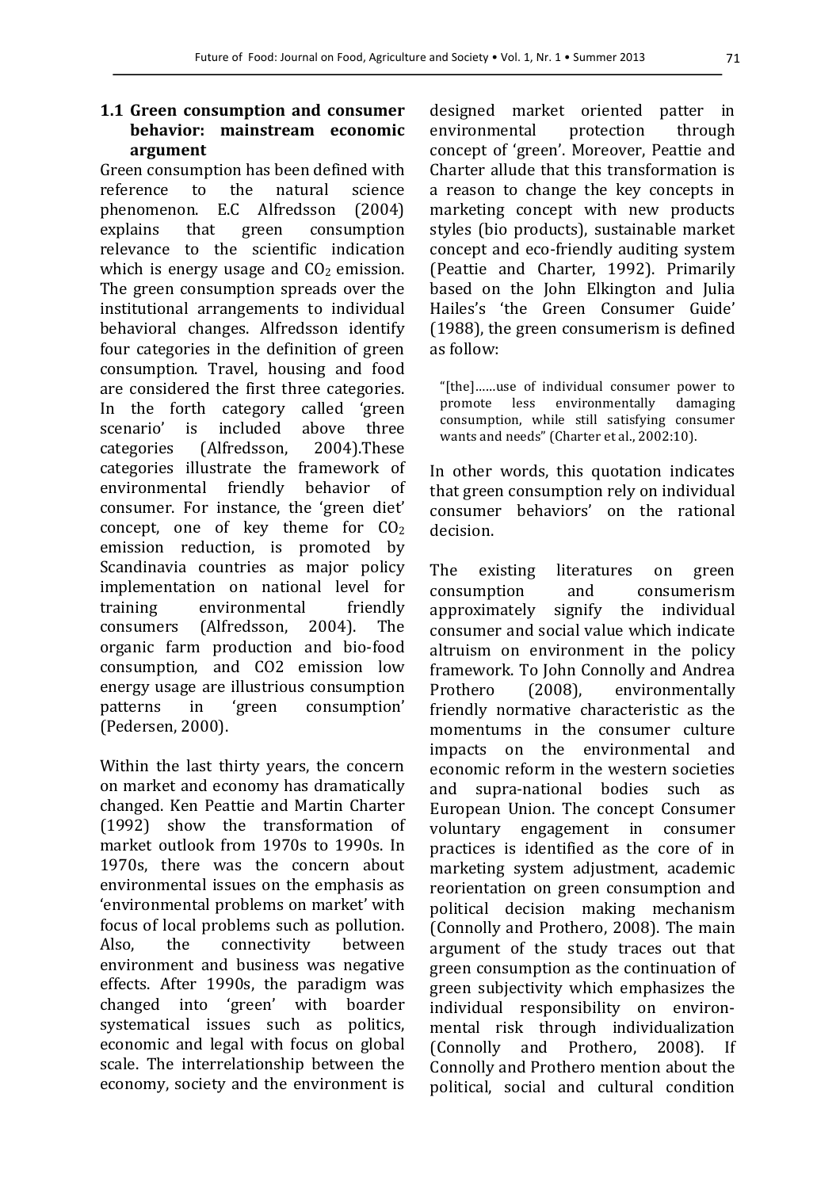### 1.1 Green consumption and consumer behavior: mainstream economic argument

Green consumption has been defined with reference to the natural science phenomenon. E.C Alfredsson (2004) explains that green consumption relevance to the scientific indication which is energy usage and $CO_2$ emission. The green consumption spreads over the institutional arrangements to individual behavioral changes. Alfredsson identify four categories in the definition of green consumption. Travel, housing and food are considered the first three categories. In the forth category called 'green scenario' is included above three categories (Alfredsson, 2004).These categories illustrate the framework of environmental friendly behavior of consumer. For instance, the 'green diet' concept, one of key theme for $CO_2$ emission reduction, is promoted by Scandinavia countries as major policy implementation on national level for training environmental friendly consumers (Alfredsson, 2004). The organic farm production and bio-food consumption, and CO2 emission low energy usage are illustrious consumption patterns in 'green consumption' (Pedersen, 2000).

Within the last thirty years, the concern on market and economy has dramatically changed. Ken Peattie and Martin Charter (1992) show the transformation of market outlook from 1970s to 1990s. In 1970s, there was the concern about environmental issues on the emphasis as 'environmental problems on market' with focus of local problems such as pollution. Also, the connectivity between environment and business was negative effects. After 1990s, the paradigm was changed into 'green' with boarder systematical issues such as politics, economic and legal with focus on global scale. The interrelationship between the economy, society and the environment is designed market oriented patter in environmental protection through concept of 'green'. Moreover, Peattie and Charter allude that this transformation is a reason to change the key concepts in marketing concept with new products styles (bio products), sustainable market concept and eco-friendly auditing system (Peattie and Charter, 1992). Primarily based on the John Elkington and Julia Hailes's 'the Green Consumer Guide' (1988), the green consumerism is defined as follow:

> "[the]……use of individual consumer power to promote less environmentally damaging consumption, while still satisfying consumer wants and needs" (Charter et al., 2002:10).

In other words, this quotation indicates that green consumption rely on individual consumer behaviors' on the rational decision.

The existing literatures on green consumption and consumerism approximately signify the individual consumer and social value which indicate altruism on environment in the policy framework. To John Connolly and Andrea Prothero (2008), environmentally friendly normative characteristic as the momentums in the consumer culture impacts on the environmental and economic reform in the western societies and supra-national bodies such as European Union. The concept Consumer voluntary engagement in consumer practices is identified as the core of in marketing system adjustment, academic reorientation on green consumption and political decision making mechanism (Connolly and Prothero, 2008). The main argument of the study traces out that green consumption as the continuation of green subjectivity which emphasizes the individual responsibility on environmental risk through individualization (Connolly and Prothero, 2008). If Connolly and Prothero mention about the political, social and cultural condition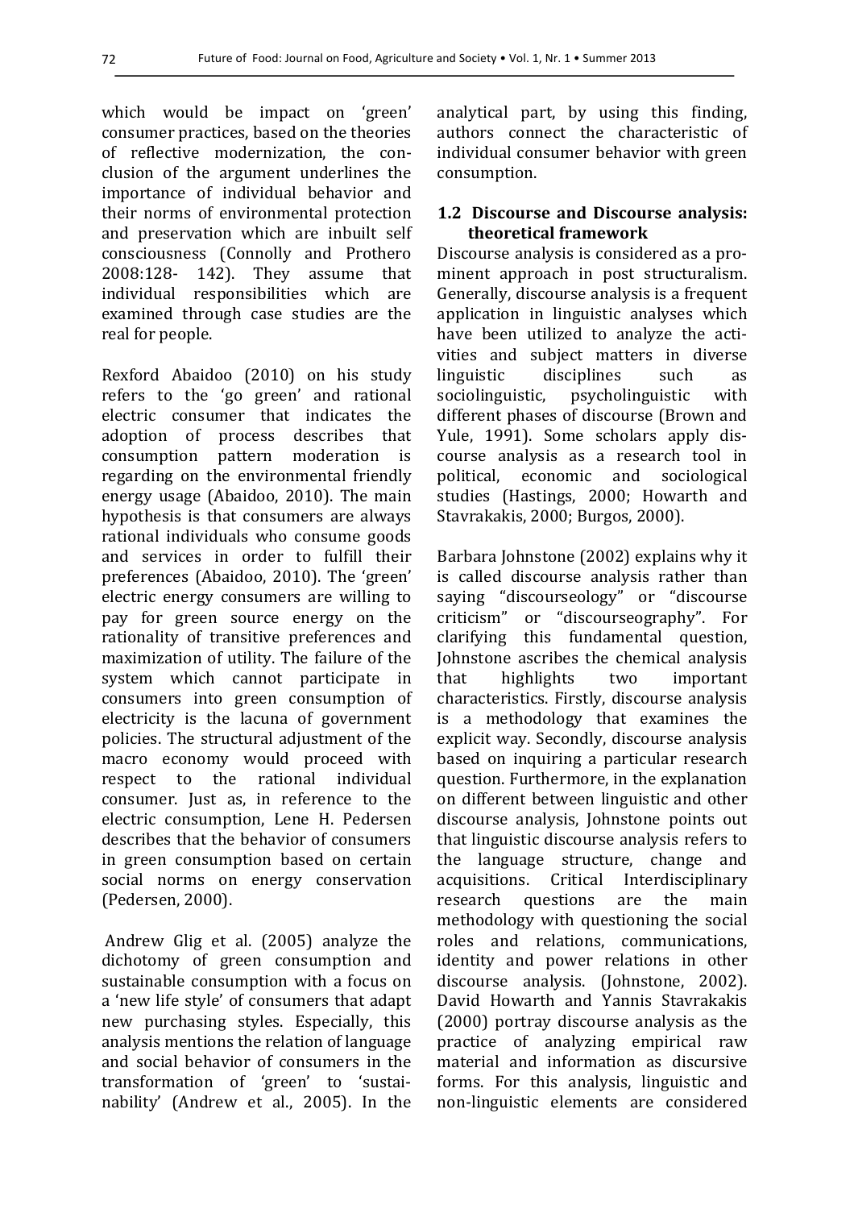which would be impact on 'green' consumer practices, based on the theories of reflective modernization, the conclusion of the argument underlines the importance of individual behavior and their norms of environmental protection and preservation which are inbuilt self consciousness (Connolly and Prothero 2008:128- 142). They assume that individual responsibilities which are examined through case studies are the real for people.

Rexford Abaidoo (2010) on his study refers to the 'go green' and rational electric consumer that indicates the adoption of process describes that consumption pattern moderation is regarding on the environmental friendly energy usage (Abaidoo, 2010). The main hypothesis is that consumers are always rational individuals who consume goods and services in order to fulfill their preferences (Abaidoo, 2010). The 'green' electric energy consumers are willing to pay for green source energy on the rationality of transitive preferences and maximization of utility. The failure of the system which cannot participate in consumers into green consumption of electricity is the lacuna of government policies. The structural adjustment of the macro economy would proceed with respect to the rational individual consumer. Just as, in reference to the electric consumption, Lene H. Pedersen describes that the behavior of consumers in green consumption based on certain social norms on energy conservation (Pedersen, 2000).

Andrew Glig et al. (2005) analyze the dichotomy of green consumption and sustainable consumption with a focus on a 'new life style' of consumers that adapt new purchasing styles. Especially, this analysis mentions the relation of language and social behavior of consumers in the transformation of 'green' to 'sustainability' (Andrew et al., 2005). In the analytical part, by using this finding, authors connect the characteristic of individual consumer behavior with green consumption.

### 1.2 Discourse and Discourse analysis: theoretical framework

Discourse analysis is considered as a prominent approach in post structuralism. Generally, discourse analysis is a frequent application in linguistic analyses which have been utilized to analyze the activities and subject matters in diverse linguistic disciplines such as sociolinguistic, psycholinguistic with different phases of discourse (Brown and Yule, 1991). Some scholars apply discourse analysis as a research tool in political, economic and sociological studies (Hastings, 2000; Howarth and Stavrakakis, 2000; Burgos, 2000).

Barbara Johnstone (2002) explains why it is called discourse analysis rather than saying "discourseology" or "discourse criticism" or "discourseography". For clarifying this fundamental question, Johnstone ascribes the chemical analysis that highlights two important characteristics. Firstly, discourse analysis is a methodology that examines the explicit way. Secondly, discourse analysis based on inquiring a particular research question. Furthermore, in the explanation on different between linguistic and other discourse analysis, Johnstone points out that linguistic discourse analysis refers to the language structure, change and acquisitions. Critical Interdisciplinary research questions are the main methodology with questioning the social roles and relations, communications, identity and power relations in other discourse analysis. (Johnstone, 2002). David Howarth and Yannis Stavrakakis (2000) portray discourse analysis as the practice of analyzing empirical raw material and information as discursive forms. For this analysis, linguistic and non-linguistic elements are considered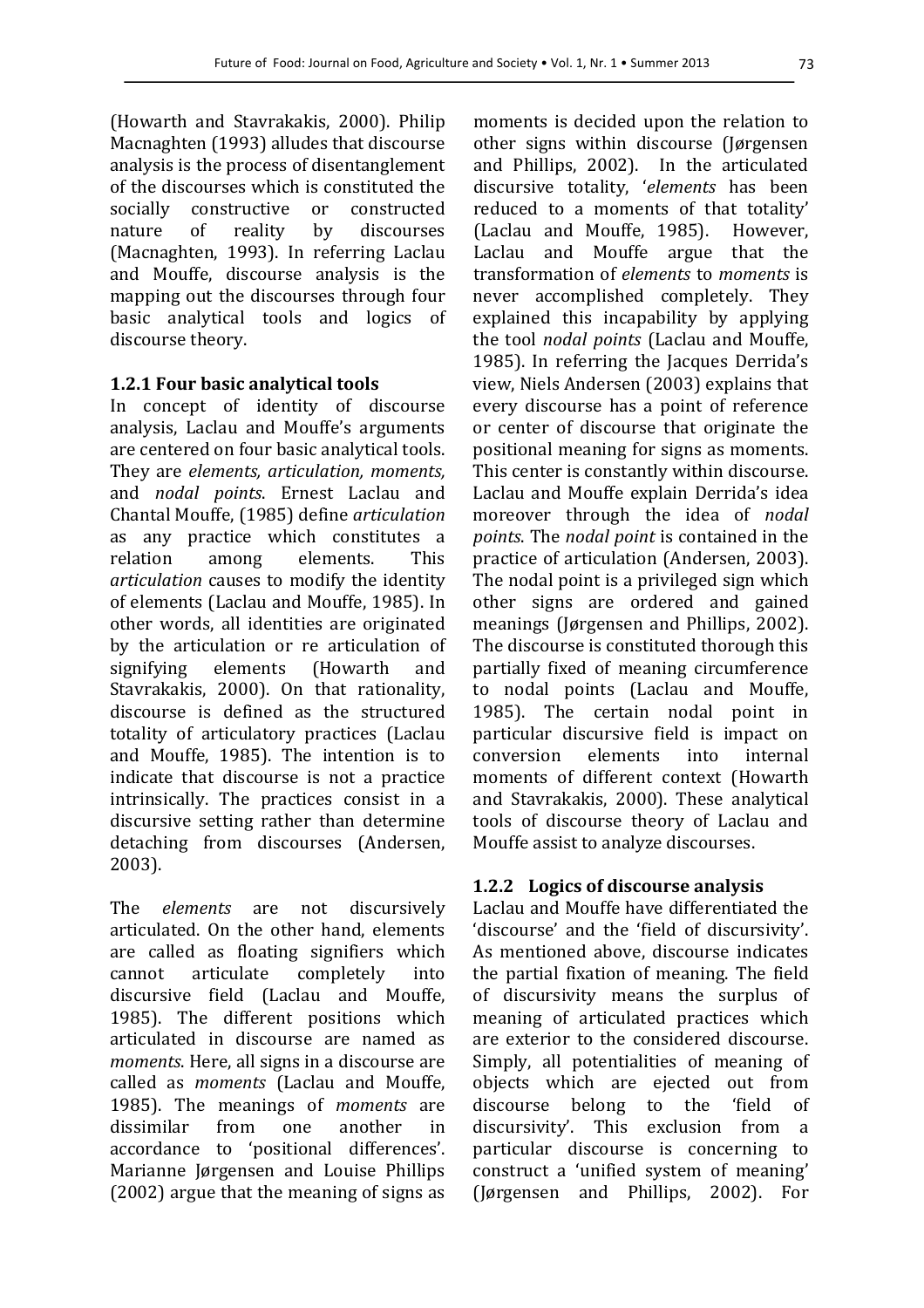(Howarth and Stavrakakis, 2000). Philip Macnaghten (1993) alludes that discourse analysis is the process of disentanglement of the discourses which is constituted the socially constructive or constructed nature of reality by discourses (Macnaghten, 1993). In referring Laclau and Mouffe, discourse analysis is the mapping out the discourses through four basic analytical tools and logics of discourse theory.

### 1.2.1 Four basic analytical tools

In concept of identity of discourse analysis, Laclau and Mouffe's arguments are centered on four basic analytical tools. They are *elements, articulation, moments,* and *nodal points*. Ernest Laclau and Chantal Mouffe, (1985) define *articulation* as any practice which constitutes a relation among elements. This *articulation* causes to modify the identity of elements (Laclau and Mouffe, 1985). In other words, all identities are originated by the articulation or re articulation of signifying elements (Howarth and Stavrakakis, 2000). On that rationality, discourse is defined as the structured totality of articulatory practices (Laclau and Mouffe, 1985). The intention is to indicate that discourse is not a practice intrinsically. The practices consist in a discursive setting rather than determine detaching from discourses (Andersen, 2003).

The *elements* are not discursively articulated. On the other hand, elements are called as floating signifiers which cannot articulate completely into discursive field (Laclau and Mouffe, 1985). The different positions which articulated in discourse are named as *moments*. Here, all signs in a discourse are called as *moments* (Laclau and Mouffe, 1985). The meanings of *moments* are dissimilar from one another in accordance to 'positional differences'. Marianne Jørgensen and Louise Phillips (2002) argue that the meaning of signs as moments is decided upon the relation to other signs within discourse (Jørgensen and Phillips, 2002). In the articulated discursive totality, '*elements* has been reduced to a moments of that totality' (Laclau and Mouffe, 1985). However, Laclau and Mouffe argue that the transformation of *elements* to *moments* is never accomplished completely. They explained this incapability by applying the tool *nodal points* (Laclau and Mouffe, 1985). In referring the Jacques Derrida's view, Niels Andersen (2003) explains that every discourse has a point of reference or center of discourse that originate the positional meaning for signs as moments. This center is constantly within discourse. Laclau and Mouffe explain Derrida's idea moreover through the idea of *nodal points*. The *nodal point* is contained in the practice of articulation (Andersen, 2003). The nodal point is a privileged sign which other signs are ordered and gained meanings (Jørgensen and Phillips, 2002). The discourse is constituted thorough this partially fixed of meaning circumference to nodal points (Laclau and Mouffe, 1985). The certain nodal point in particular discursive field is impact on conversion elements into internal moments of different context (Howarth and Stavrakakis, 2000). These analytical tools of discourse theory of Laclau and Mouffe assist to analyze discourses.

### 1.2.2 Logics of discourse analysis

Laclau and Mouffe have differentiated the 'discourse' and the 'field of discursivity'. As mentioned above, discourse indicates the partial fixation of meaning. The field of discursivity means the surplus of meaning of articulated practices which are exterior to the considered discourse. Simply, all potentialities of meaning of objects which are ejected out from discourse belong to the 'field of discursivity'. This exclusion from a particular discourse is concerning to construct a 'unified system of meaning' (Jørgensen and Phillips, 2002). For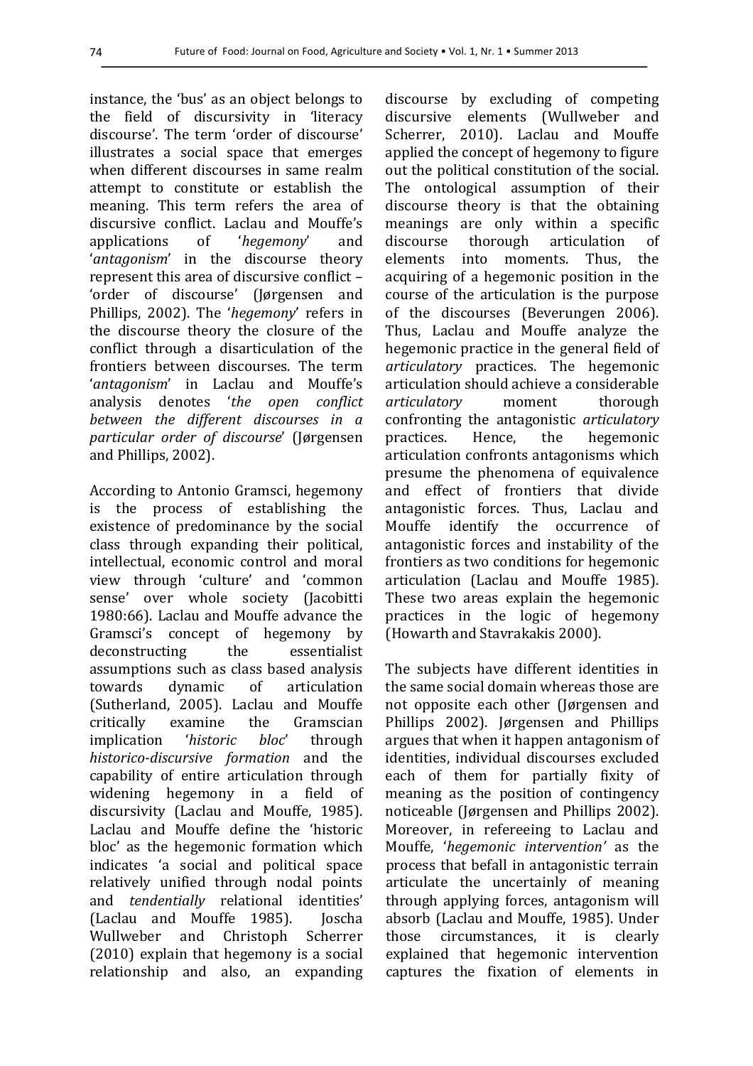instance, the 'bus' as an object belongs to the field of discursivity in 'literacy discourse'. The term 'order of discourse' illustrates a social space that emerges when different discourses in same realm attempt to constitute or establish the meaning. This term refers the area of discursive conflict. Laclau and Mouffe's applications of '*hegemony*' and '*antagonism*' in the discourse theory represent this area of discursive conflict – 'order of discourse' (Jørgensen and Phillips, 2002). The '*hegemony*' refers in the discourse theory the closure of the conflict through a disarticulation of the frontiers between discourses. The term '*antagonism*' in Laclau and Mouffe's analysis denotes '*the open conflict between the different discourses in a particular order of discourse*' (Jørgensen and Phillips, 2002).

According to Antonio Gramsci, hegemony is the process of establishing the existence of predominance by the social class through expanding their political, intellectual, economic control and moral view through 'culture' and 'common sense' over whole society (Jacobitti 1980:66). Laclau and Mouffe advance the Gramsci's concept of hegemony by deconstructing the essentialist assumptions such as class based analysis towards dynamic of articulation (Sutherland, 2005). Laclau and Mouffe critically examine the Gramscian implication '*historic bloc*' through *historico-discursive formation* and the capability of entire articulation through widening hegemony in a field of discursivity (Laclau and Mouffe, 1985). Laclau and Mouffe define the 'historic bloc' as the hegemonic formation which indicates 'a social and political space relatively unified through nodal points and *tendentially* relational identities' (Laclau and Mouffe 1985). Joscha Wullweber and Christoph Scherrer (2010) explain that hegemony is a social relationship and also, an expanding discourse by excluding of competing discursive elements (Wullweber and Scherrer, 2010). Laclau and Mouffe applied the concept of hegemony to figure out the political constitution of the social. The ontological assumption of their discourse theory is that the obtaining meanings are only within a specific discourse thorough articulation of elements into moments. Thus, the acquiring of a hegemonic position in the course of the articulation is the purpose of the discourses (Beverungen 2006). Thus, Laclau and Mouffe analyze the hegemonic practice in the general field of *articulatory* practices. The hegemonic articulation should achieve a considerable *articulatory* moment thorough confronting the antagonistic *articulatory* practices. Hence, the hegemonic articulation confronts antagonisms which presume the phenomena of equivalence and effect of frontiers that divide antagonistic forces. Thus, Laclau and Mouffe identify the occurrence of antagonistic forces and instability of the frontiers as two conditions for hegemonic articulation (Laclau and Mouffe 1985). These two areas explain the hegemonic practices in the logic of hegemony (Howarth and Stavrakakis 2000).

The subjects have different identities in the same social domain whereas those are not opposite each other (Jørgensen and Phillips 2002). Jørgensen and Phillips argues that when it happen antagonism of identities, individual discourses excluded each of them for partially fixity of meaning as the position of contingency noticeable (Jørgensen and Phillips 2002). Moreover, in refereeing to Laclau and Mouffe, '*hegemonic intervention'* as the process that befall in antagonistic terrain articulate the uncertainly of meaning through applying forces, antagonism will absorb (Laclau and Mouffe, 1985). Under those circumstances, it is clearly explained that hegemonic intervention captures the fixation of elements in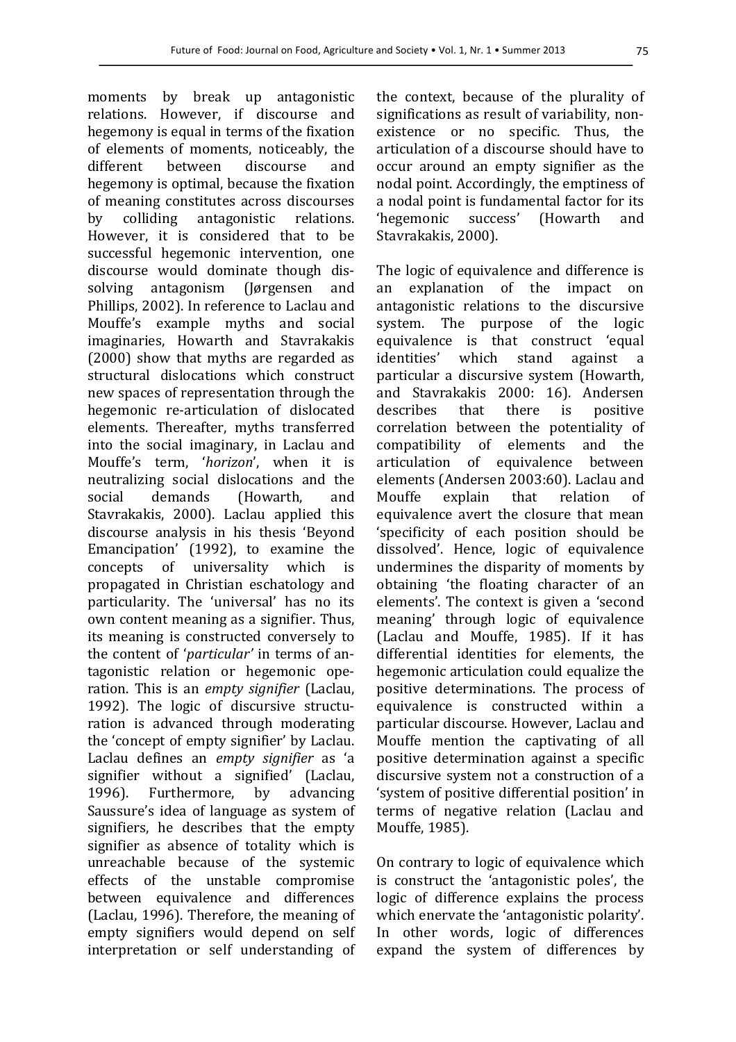moments by break up antagonistic relations. However, if discourse and hegemony is equal in terms of the fixation of elements of moments, noticeably, the different between discourse and hegemony is optimal, because the fixation of meaning constitutes across discourses by colliding antagonistic relations. However, it is considered that to be successful hegemonic intervention, one discourse would dominate though dissolving antagonism (Jørgensen and Phillips, 2002). In reference to Laclau and Mouffe's example myths and social imaginaries, Howarth and Stavrakakis (2000) show that myths are regarded as structural dislocations which construct new spaces of representation through the hegemonic re-articulation of dislocated elements. Thereafter, myths transferred into the social imaginary, in Laclau and Mouffe's term, '*horizon*', when it is neutralizing social dislocations and the social demands (Howarth, and Stavrakakis, 2000). Laclau applied this discourse analysis in his thesis 'Beyond Emancipation' (1992), to examine the concepts of universality which is propagated in Christian eschatology and particularity. The 'universal' has no its own content meaning as a signifier. Thus, its meaning is constructed conversely to the content of '*particular'* in terms of antagonistic relation or hegemonic operation. This is an *empty signifier* (Laclau, 1992). The logic of discursive structuration is advanced through moderating the 'concept of empty signifier' by Laclau. Laclau defines an *empty signifier* as 'a signifier without a signified' (Laclau, 1996). Furthermore, by advancing Saussure's idea of language as system of signifiers, he describes that the empty signifier as absence of totality which is unreachable because of the systemic effects of the unstable compromise between equivalence and differences (Laclau, 1996). Therefore, the meaning of empty signifiers would depend on self interpretation or self understanding of the context, because of the plurality of significations as result of variability, non-existence or no specific. Thus, the articulation of a discourse should have to occur around an empty signifier as the nodal point. Accordingly, the emptiness of a nodal point is fundamental factor for its 'hegemonic success' (Howarth and Stavrakakis, 2000).

The logic of equivalence and difference is an explanation of the impact on antagonistic relations to the discursive system. The purpose of the logic equivalence is that construct 'equal identities' which stand against a particular a discursive system (Howarth, and Stavrakakis 2000: 16). Andersen describes that there is positive correlation between the potentiality of compatibility of elements and the articulation of equivalence between elements (Andersen 2003:60). Laclau and Mouffe explain that relation of equivalence avert the closure that mean 'specificity of each position should be dissolved'. Hence, logic of equivalence undermines the disparity of moments by obtaining 'the floating character of an elements'. The context is given a 'second meaning' through logic of equivalence (Laclau and Mouffe, 1985). If it has differential identities for elements, the hegemonic articulation could equalize the positive determinations. The process of equivalence is constructed within a particular discourse. However, Laclau and Mouffe mention the captivating of all positive determination against a specific discursive system not a construction of a 'system of positive differential position' in terms of negative relation (Laclau and Mouffe, 1985).

On contrary to logic of equivalence which is construct the 'antagonistic poles', the logic of difference explains the process which enervate the 'antagonistic polarity'. In other words, logic of differences expand the system of differences by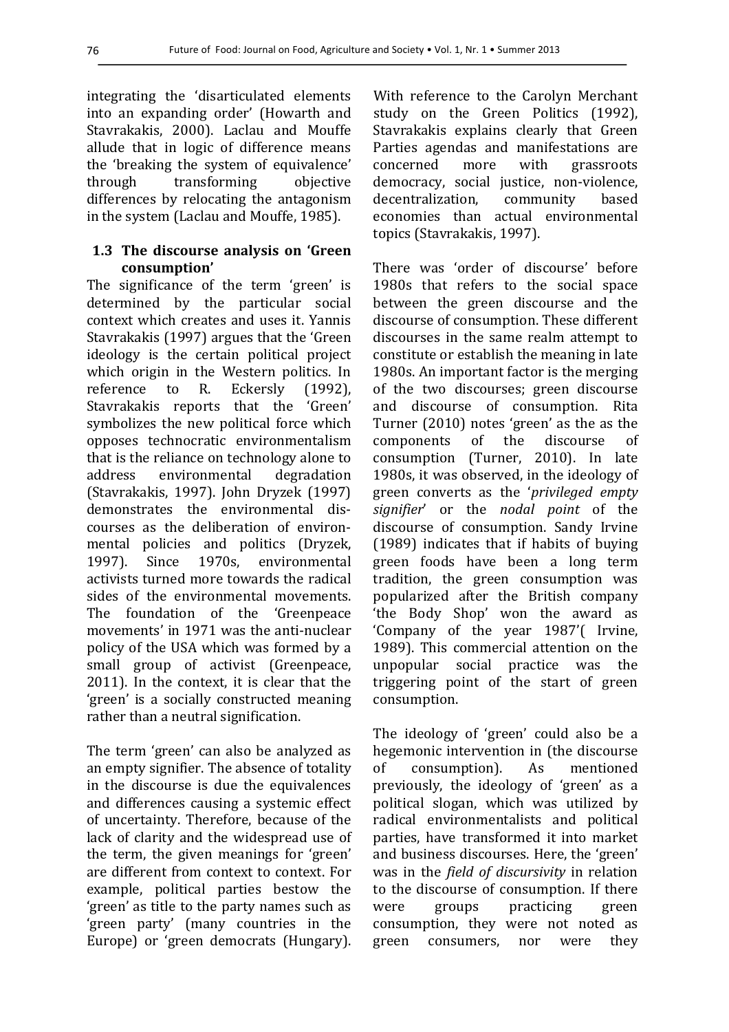integrating the 'disarticulated elements into an expanding order' (Howarth and Stavrakakis, 2000). Laclau and Mouffe allude that in logic of difference means the 'breaking the system of equivalence' through transforming objective differences by relocating the antagonism in the system (Laclau and Mouffe, 1985).

### 1.3 The discourse analysis on 'Green consumption'

The significance of the term 'green' is determined by the particular social context which creates and uses it. Yannis Stavrakakis (1997) argues that the 'Green ideology is the certain political project which origin in the Western politics. In reference to R. Eckersly (1992), Stavrakakis reports that the 'Green' symbolizes the new political force which opposes technocratic environmentalism that is the reliance on technology alone to address environmental degradation (Stavrakakis, 1997). John Dryzek (1997) demonstrates the environmental discourses as the deliberation of environmental policies and politics (Dryzek, 1997). Since 1970s, environmental activists turned more towards the radical sides of the environmental movements. The foundation of the 'Greenpeace movements' in 1971 was the anti-nuclear policy of the USA which was formed by a small group of activist (Greenpeace, 2011). In the context, it is clear that the 'green' is a socially constructed meaning rather than a neutral signification.

The term 'green' can also be analyzed as an empty signifier. The absence of totality in the discourse is due the equivalences and differences causing a systemic effect of uncertainty. Therefore, because of the lack of clarity and the widespread use of the term, the given meanings for 'green' are different from context to context. For example, political parties bestow the 'green' as title to the party names such as 'green party' (many countries in the Europe) or 'green democrats (Hungary). With reference to the Carolyn Merchant study on the Green Politics (1992), Stavrakakis explains clearly that Green Parties agendas and manifestations are concerned more with grassroots democracy, social justice, non-violence, decentralization, community based economies than actual environmental topics (Stavrakakis, 1997).

There was 'order of discourse' before 1980s that refers to the social space between the green discourse and the discourse of consumption. These different discourses in the same realm attempt to constitute or establish the meaning in late 1980s. An important factor is the merging of the two discourses; green discourse and discourse of consumption. Rita Turner (2010) notes 'green' as the as the components of the discourse of consumption (Turner, 2010). In late 1980s, it was observed, in the ideology of green converts as the '*privileged empty signifier*' or the *nodal point* of the discourse of consumption. Sandy Irvine (1989) indicates that if habits of buying green foods have been a long term tradition, the green consumption was popularized after the British company 'the Body Shop' won the award as 'Company of the year 1987'( Irvine, 1989). This commercial attention on the unpopular social practice was the triggering point of the start of green consumption.

The ideology of 'green' could also be a hegemonic intervention in (the discourse of consumption). As mentioned previously, the ideology of 'green' as a political slogan, which was utilized by radical environmentalists and political parties, have transformed it into market and business discourses. Here, the 'green' was in the *field of discursivity* in relation to the discourse of consumption. If there were groups practicing green consumption, they were not noted as green consumers, nor were they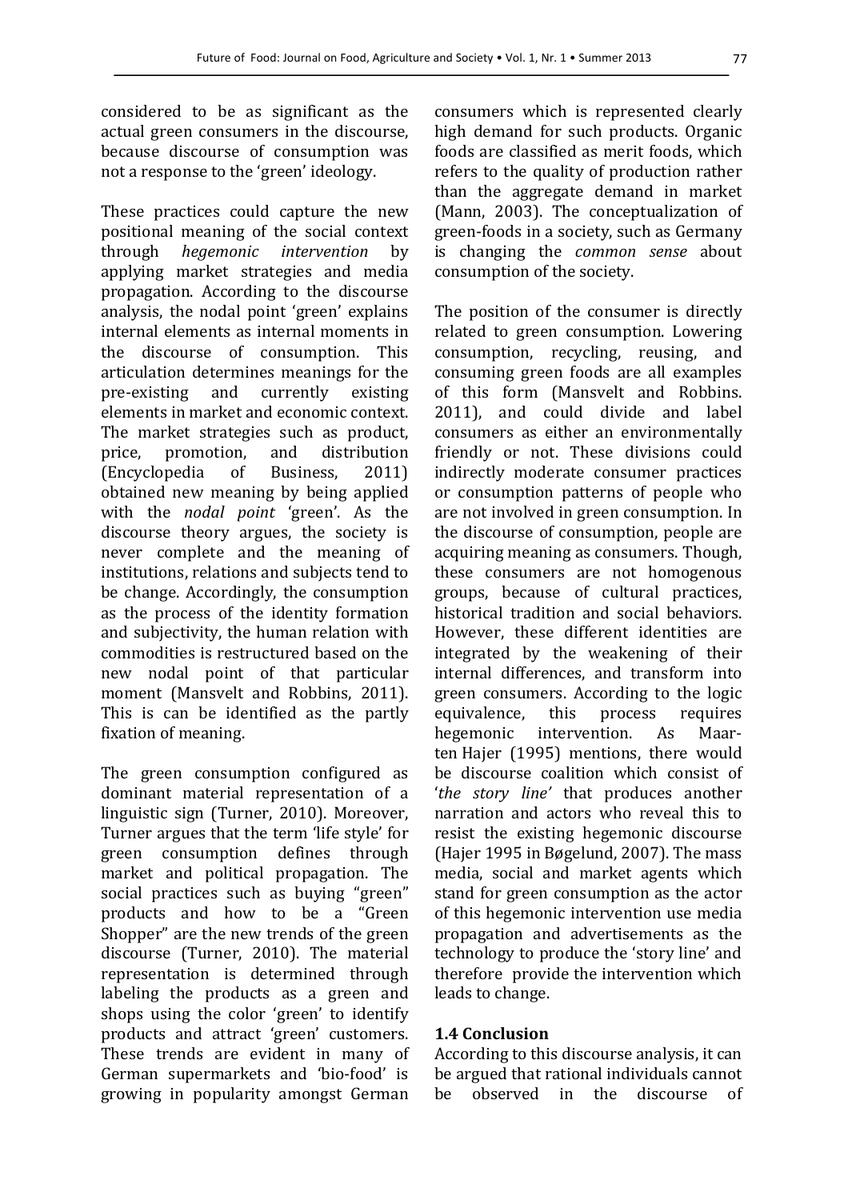considered to be as significant as the actual green consumers in the discourse, because discourse of consumption was not a response to the 'green' ideology.

These practices could capture the new positional meaning of the social context through *hegemonic intervention* by applying market strategies and media propagation. According to the discourse analysis, the nodal point 'green' explains internal elements as internal moments in the discourse of consumption. This articulation determines meanings for the pre-existing and currently existing elements in market and economic context. The market strategies such as product, price, promotion, and distribution (Encyclopedia of Business, 2011) obtained new meaning by being applied with the *nodal point* 'green'. As the discourse theory argues, the society is never complete and the meaning of institutions, relations and subjects tend to be change. Accordingly, the consumption as the process of the identity formation and subjectivity, the human relation with commodities is restructured based on the new nodal point of that particular moment (Mansvelt and Robbins, 2011). This is can be identified as the partly fixation of meaning.

The green consumption configured as dominant material representation of a linguistic sign (Turner, 2010). Moreover, Turner argues that the term 'life style' for green consumption defines through market and political propagation. The social practices such as buying "green" products and how to be a "Green Shopper" are the new trends of the green discourse (Turner, 2010). The material representation is determined through labeling the products as a green and shops using the color 'green' to identify products and attract 'green' customers. These trends are evident in many of German supermarkets and 'bio-food' is growing in popularity amongst German consumers which is represented clearly high demand for such products. Organic foods are classified as merit foods, which refers to the quality of production rather than the aggregate demand in market (Mann, 2003). The conceptualization of green-foods in a society, such as Germany is changing the *common sense* about consumption of the society.

The position of the consumer is directly related to green consumption. Lowering consumption, recycling, reusing, and consuming green foods are all examples of this form (Mansvelt and Robbins. 2011), and could divide and label consumers as either an environmentally friendly or not. These divisions could indirectly moderate consumer practices or consumption patterns of people who are not involved in green consumption. In the discourse of consumption, people are acquiring meaning as consumers. Though, these consumers are not homogenous groups, because of cultural practices, historical tradition and social behaviors. However, these different identities are integrated by the weakening of their internal differences, and transform into green consumers. According to the logic equivalence, this process requires hegemonic intervention. As Maarten Hajer (1995) mentions, there would be discourse coalition which consist of '*the story line'* that produces another narration and actors who reveal this to resist the existing hegemonic discourse (Hajer 1995 in Bøgelund, 2007). The mass media, social and market agents which stand for green consumption as the actor of this hegemonic intervention use media propagation and advertisements as the technology to produce the 'story line' and therefore provide the intervention which leads to change.

### 1.4 Conclusion

According to this discourse analysis, it can be argued that rational individuals cannot be observed in the discourse of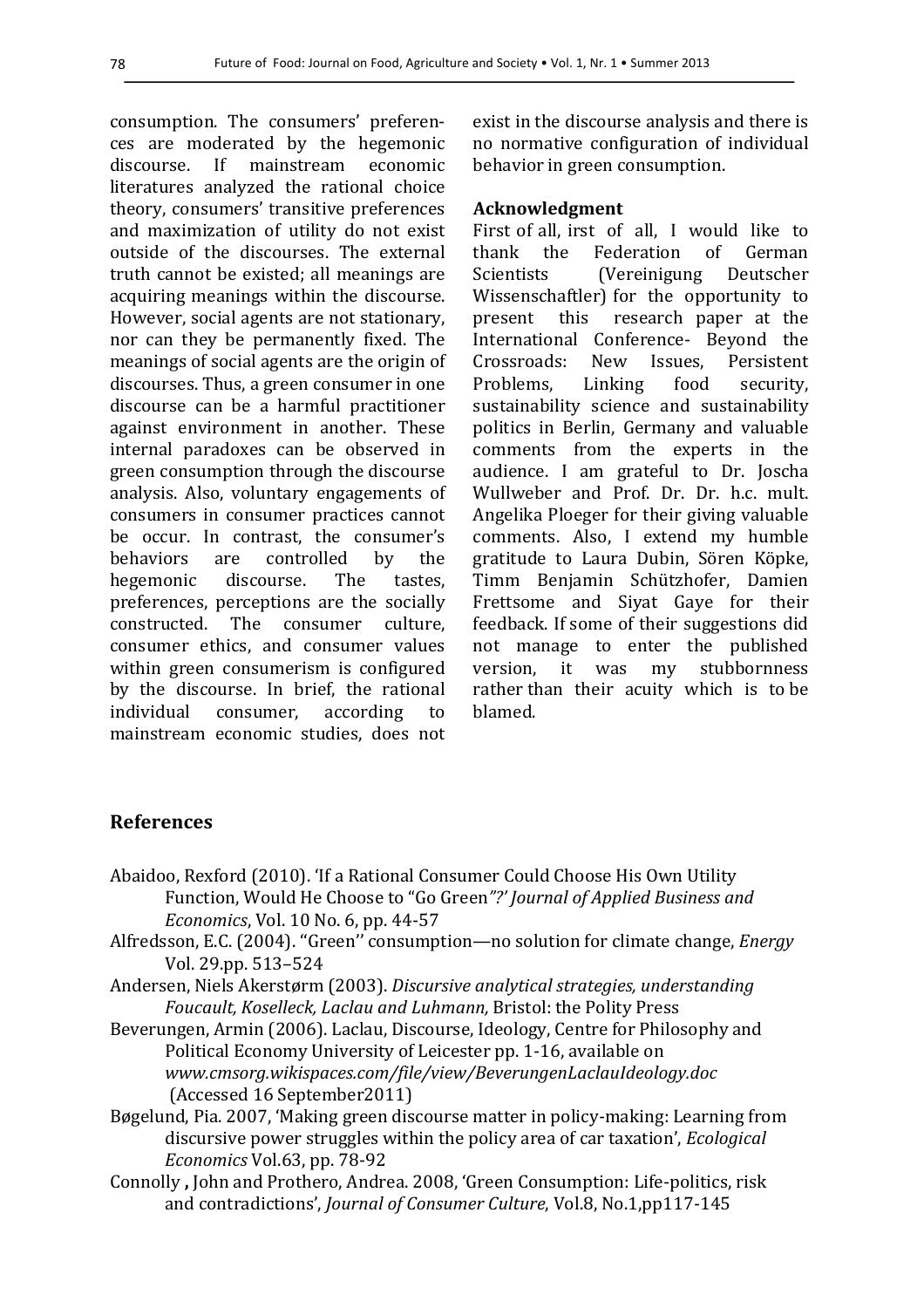consumption. The consumers' preferences are moderated by the hegemonic discourse. If mainstream economic literatures analyzed the rational choice theory, consumers' transitive preferences and maximization of utility do not exist outside of the discourses. The external truth cannot be existed; all meanings are acquiring meanings within the discourse. However, social agents are not stationary, nor can they be permanently fixed. The meanings of social agents are the origin of discourses. Thus, a green consumer in one discourse can be a harmful practitioner against environment in another. These internal paradoxes can be observed in green consumption through the discourse analysis. Also, voluntary engagements of consumers in consumer practices cannot be occur. In contrast, the consumer's behaviors are controlled by the hegemonic discourse. The tastes, preferences, perceptions are the socially constructed. The consumer culture, consumer ethics, and consumer values within green consumerism is configured by the discourse. In brief, the rational individual consumer, according to mainstream economic studies, does not exist in the discourse analysis and there is no normative configuration of individual behavior in green consumption.

**Acknowledgment**

First of all, irst of all, I would like to thank the Federation of German Scientists (Vereinigung Deutscher Wissenschaftler) for the opportunity to present this research paper at the International Conference- Beyond the Crossroads: New Issues, Persistent Problems, Linking food security, sustainability science and sustainability politics in Berlin, Germany and valuable comments from the experts in the audience. I am grateful to Dr. Joscha Wullweber and Prof. Dr. Dr. h.c. mult. Angelika Ploeger for their giving valuable comments. Also, I extend my humble gratitude to Laura Dubin, Sören Köpke, Timm Benjamin Schützhofer, Damien Frettsome and Siyat Gaye for their feedback. If some of their suggestions did not manage to enter the published version, it was my stubbornness rather than their acuity which is to be blamed.

## References

Abaidoo, Rexford (2010). 'If a Rational Consumer Could Choose His Own Utility Function, Would He Choose to "Go Green*"?' Journal of Applied Business and Economics*, Vol. 10 No. 6, pp. 44-57

Alfredsson, E.C. (2004). "Green'' consumption—no solution for climate change, *Energy* Vol. 29.pp. 513–524

Andersen, Niels Akerstørm (2003). *Discursive analytical strategies, understanding Foucault, Koselleck, Laclau and Luhmann,* Bristol: the Polity Press

Beverungen, Armin (2006). Laclau, Discourse, Ideology, Centre for Philosophy and Political Economy University of Leicester pp. 1-16, available on *www.cmsorg.wikispaces.com/file/view/BeverungenLaclauIdeology.doc* (Accessed 16 September2011)

Bøgelund, Pia. 2007, 'Making green discourse matter in policy-making: Learning from discursive power struggles within the policy area of car taxation', *Ecological Economics* Vol.63, pp. 78-92

Connolly **,** John and Prothero, Andrea. 2008, 'Green Consumption: Life-politics, risk and contradictions', *Journal of Consumer Culture*, Vol.8, No.1,pp117-145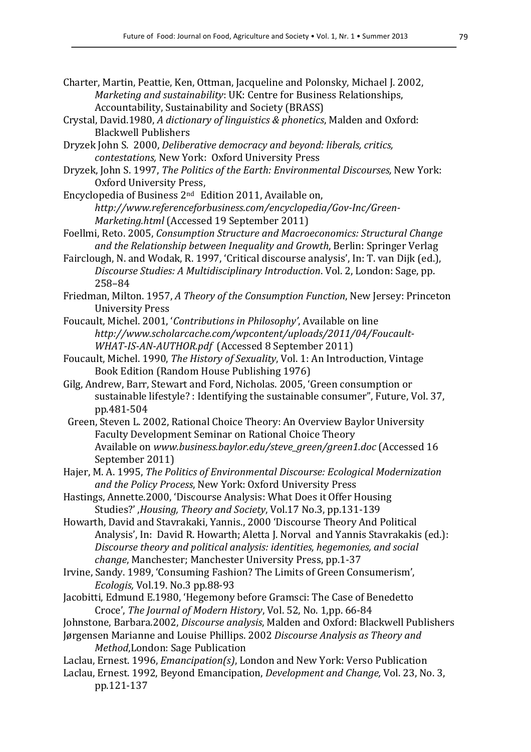Charter, Martin, Peattie, Ken, Ottman, Jacqueline and Polonsky, Michael J. 2002, *Marketing and sustainability*: UK: Centre for Business Relationships, Accountability, Sustainability and Society (BRASS)

Crystal, David.1980, *A dictionary of linguistics & phonetics*, Malden and Oxford: Blackwell Publishers

Dryzek John S. 2000, *Deliberative democracy and beyond: liberals, critics, contestations,* New York: Oxford University Press

Dryzek, John S. 1997, *The Politics of the Earth: Environmental Discourses,* New York: Oxford University Press,

Encyclopedia of Business 2nd Edition 2011, Available on, *http://www.referenceforbusiness.com/encyclopedia/Gov-Inc/Green-Marketing.html* (Accessed 19 September 2011)

Foellmi, Reto. 2005, *Consumption Structure and Macroeconomics: Structural Change and the Relationship between Inequality and Growth*, Berlin: Springer Verlag

Fairclough, N. and Wodak, R. 1997, 'Critical discourse analysis', In: T. van Dijk (ed.), *Discourse Studies: A Multidisciplinary Introduction*. Vol. 2, London: Sage, pp. 258–84

Friedman, Milton. 1957, *A Theory of the Consumption Function*, New Jersey: Princeton University Press

Foucault, Michel. 2001, '*Contributions in Philosophy'*, Available on line *http://www.scholarcache.com/wpcontent/uploads/2011/04/Foucault-WHAT-IS-AN-AUTHOR.pdf* (Accessed 8 September 2011)

Foucault, Michel. 1990, *The History of Sexuality*, Vol. 1: An Introduction, Vintage Book Edition (Random House Publishing 1976)

Gilg, Andrew, Barr, Stewart and Ford, Nicholas. 2005, 'Green consumption or sustainable lifestyle? : Identifying the sustainable consumer", Future, Vol. 37, pp.481-504

Green, Steven L. 2002, Rational Choice Theory: An Overview Baylor University Faculty Development Seminar on Rational Choice Theory Available on *www.business.baylor.edu/steve_green/green1.doc* (Accessed 16 September 2011)

Hajer, M. A. 1995, *The Politics of Environmental Discourse: Ecological Modernization and the Policy Process*, New York: Oxford University Press

Hastings, Annette.2000, 'Discourse Analysis: What Does it Offer Housing Studies?' ,*Housing, Theory and Society*, Vol.17 No.3, pp.131-139

Howarth, David and Stavrakaki, Yannis., 2000 'Discourse Theory And Political Analysis', In: David R. Howarth; Aletta J. Norval and Yannis Stavrakakis (ed.): *Discourse theory and political analysis: identities, hegemonies, and social change*, Manchester; Manchester University Press, pp.1-37

Irvine, Sandy. 1989, 'Consuming Fashion? The Limits of Green Consumerism', *Ecologis,* Vol.19. No.3 pp.88-93

Jacobitti, Edmund E.1980, 'Hegemony before Gramsci: The Case of Benedetto Croce', *The Journal of Modern History*, Vol. 52, No. 1,pp. 66-84

Johnstone, Barbara.2002, *Discourse analysis*, Malden and Oxford: Blackwell Publishers

Jørgensen Marianne and Louise Phillips. 2002 *Discourse Analysis as Theory and Method*,London: Sage Publication

Laclau, Ernest. 1996, *Emancipation(s)*, London and New York: Verso Publication

Laclau, Ernest. 1992, Beyond Emancipation, *Development and Change,* Vol. 23, No. 3, pp.121-137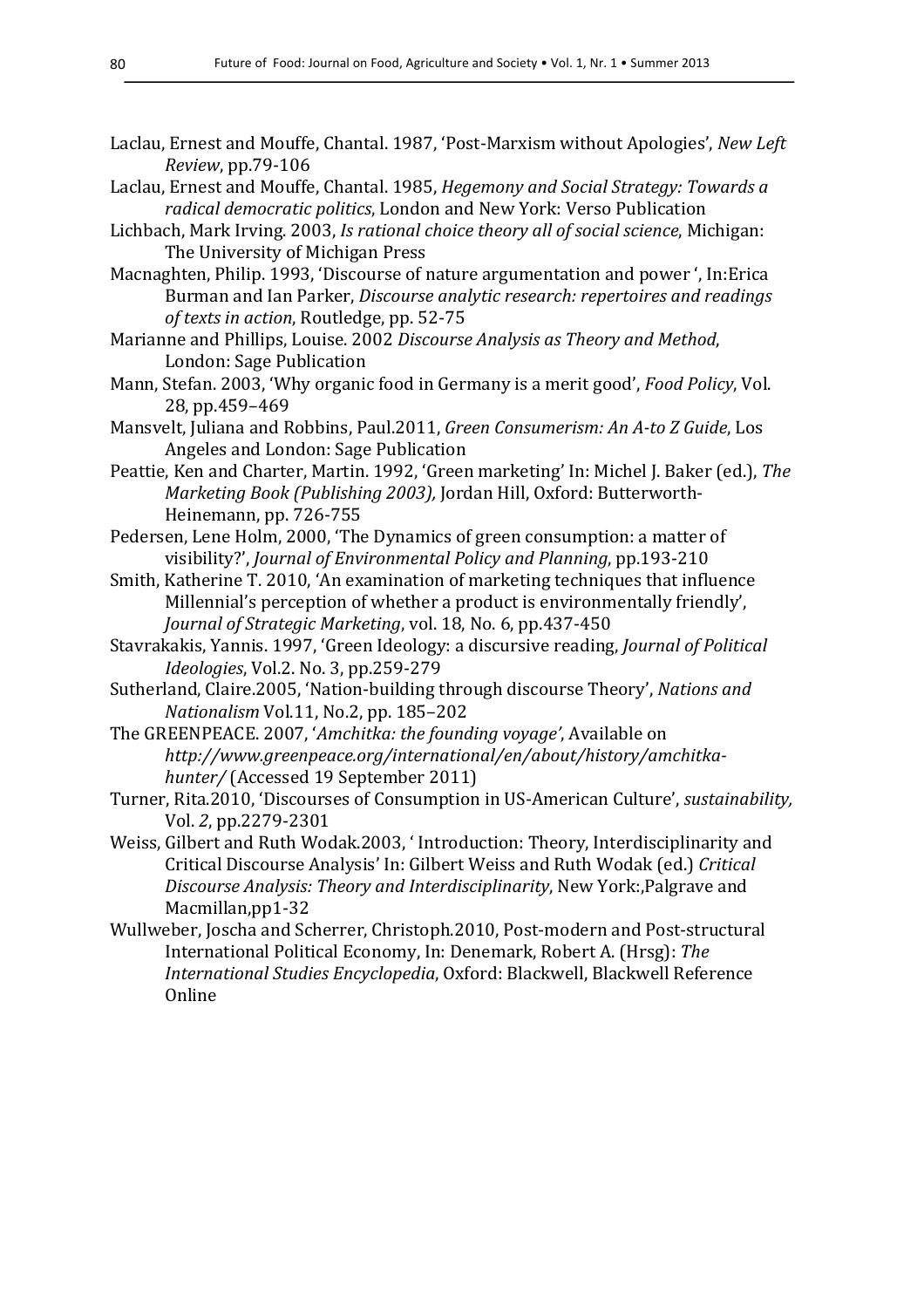Laclau, Ernest and Mouffe, Chantal. 1987, 'Post-Marxism without Apologies', *New Left Review*, pp.79-106

Laclau, Ernest and Mouffe, Chantal. 1985, *Hegemony and Social Strategy: Towards a radical democratic politics*, London and New York: Verso Publication

Lichbach, Mark Irving. 2003, *Is rational choice theory all of social science*, Michigan: The University of Michigan Press

Macnaghten, Philip. 1993, 'Discourse of nature argumentation and power ', In:Erica Burman and Ian Parker, *Discourse analytic research: repertoires and readings of texts in action*, Routledge, pp. 52-75

Marianne and Phillips, Louise. 2002 *Discourse Analysis as Theory and Method*, London: Sage Publication

Mann, Stefan. 2003, 'Why organic food in Germany is a merit good', *Food Policy*, Vol. 28, pp.459–469

Mansvelt, Juliana and Robbins, Paul.2011, *Green Consumerism: An A-to Z Guide*, Los Angeles and London: Sage Publication

Peattie, Ken and Charter, Martin. 1992, 'Green marketing' In: Michel J. Baker (ed.), *The Marketing Book (Publishing 2003),* Jordan Hill, Oxford: Butterworth-Heinemann, pp. 726-755

Pedersen, Lene Holm, 2000, 'The Dynamics of green consumption: a matter of visibility?', *Journal of Environmental Policy and Planning*, pp.193-210

Smith, Katherine T. 2010, 'An examination of marketing techniques that influence Millennial's perception of whether a product is environmentally friendly', *Journal of Strategic Marketing*, vol. 18, No. 6, pp.437-450

Stavrakakis, Yannis. 1997, 'Green Ideology: a discursive reading, *Journal of Political Ideologies*, Vol.2. No. 3, pp.259-279

Sutherland, Claire.2005, 'Nation-building through discourse Theory', *Nations and Nationalism* Vol.11, No.2, pp. 185–202

The GREENPEACE. 2007, '*Amchitka: the founding voyage'*, Available on *http://www.greenpeace.org/international/en/about/history/amchitka-hunter/* (Accessed 19 September 2011)

Turner, Rita.2010, 'Discourses of Consumption in US-American Culture', *sustainability,* Vol. *2*, pp.2279-2301

Weiss, Gilbert and Ruth Wodak.2003, ' Introduction: Theory, Interdisciplinarity and Critical Discourse Analysis' In: Gilbert Weiss and Ruth Wodak (ed.) *Critical Discourse Analysis: Theory and Interdisciplinarity*, New York:,Palgrave and Macmillan,pp1-32

Wullweber, Joscha and Scherrer, Christoph.2010, Post-modern and Post-structural International Political Economy, In: Denemark, Robert A. (Hrsg): *The International Studies Encyclopedia*, Oxford: Blackwell, Blackwell Reference Online